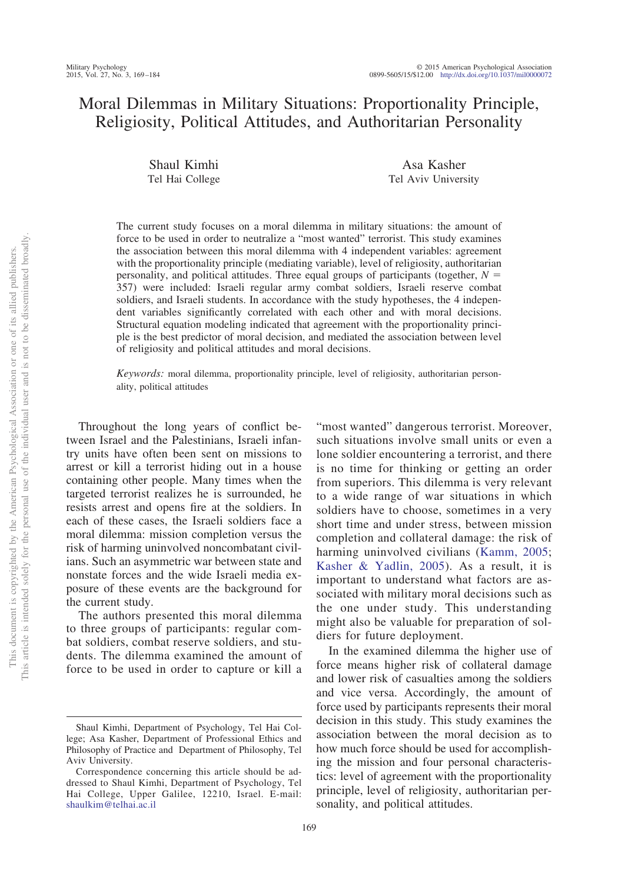# Moral Dilemmas in Military Situations: Proportionality Principle, Religiosity, Political Attitudes, and Authoritarian Personality

Shaul Kimhi
Tel Hai College

Asa Kasher
Tel Aviv University

The current study focuses on a moral dilemma in military situations: the amount of force to be used in order to neutralize a "most wanted" terrorist. This study examines the association between this moral dilemma with 4 independent variables: agreement with the proportionality principle (mediating variable), level of religiosity, authoritarian personality, and political attitudes. Three equal groups of participants (together, $N =$ 357) were included: Israeli regular army combat soldiers, Israeli reserve combat soldiers, and Israeli students. In accordance with the study hypotheses, the 4 independent variables significantly correlated with each other and with moral decisions. Structural equation modeling indicated that agreement with the proportionality principle is the best predictor of moral decision, and mediated the association between level of religiosity and political attitudes and moral decisions.

*Keywords:* moral dilemma, proportionality principle, level of religiosity, authoritarian personality, political attitudes

Throughout the long years of conflict between Israel and the Palestinians, Israeli infantry units have often been sent on missions to arrest or kill a terrorist hiding out in a house containing other people. Many times when the targeted terrorist realizes he is surrounded, he resists arrest and opens fire at the soldiers. In each of these cases, the Israeli soldiers face a moral dilemma: mission completion versus the risk of harming uninvolved noncombatant civilians. Such an asymmetric war between state and nonstate forces and the wide Israeli media exposure of these events are the background for the current study.

The authors presented this moral dilemma to three groups of participants: regular combat soldiers, combat reserve soldiers, and students. The dilemma examined the amount of force to be used in order to capture or kill a "most wanted" dangerous terrorist. Moreover, such situations involve small units or even a lone soldier encountering a terrorist, and there is no time for thinking or getting an order from superiors. This dilemma is very relevant to a wide range of war situations in which soldiers have to choose, sometimes in a very short time and under stress, between mission completion and collateral damage: the risk of harming uninvolved civilians (Kamm, 2005; Kasher & Yadlin, 2005). As a result, it is important to understand what factors are associated with military moral decisions such as the one under study. This understanding might also be valuable for preparation of soldiers for future deployment.

In the examined dilemma the higher use of force means higher risk of collateral damage and lower risk of casualties among the soldiers and vice versa. Accordingly, the amount of force used by participants represents their moral decision in this study. This study examines the association between the moral decision as to how much force should be used for accomplishing the mission and four personal characteristics: level of agreement with the proportionality principle, level of religiosity, authoritarian personality, and political attitudes.

Shaul Kimhi, Department of Psychology, Tel Hai College; Asa Kasher, Department of Professional Ethics and Philosophy of Practice and Department of Philosophy, Tel Aviv University.

Correspondence concerning this article should be addressed to Shaul Kimhi, Department of Psychology, Tel Hai College, Upper Galilee, 12210, Israel. E-mail: shaulkim@telhai.ac.il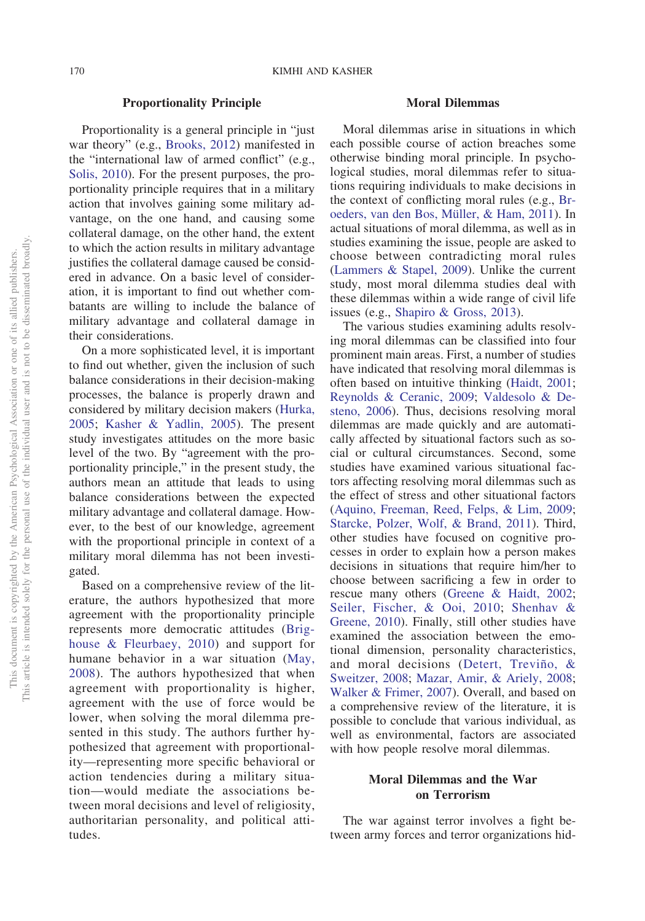## Proportionality Principle

Proportionality is a general principle in "just war theory" (e.g., Brooks, 2012) manifested in the "international law of armed conflict" (e.g., Solis, 2010). For the present purposes, the proportionality principle requires that in a military action that involves gaining some military advantage, on the one hand, and causing some collateral damage, on the other hand, the extent to which the action results in military advantage justifies the collateral damage caused be considered in advance. On a basic level of consideration, it is important to find out whether combatants are willing to include the balance of military advantage and collateral damage in their considerations.

On a more sophisticated level, it is important to find out whether, given the inclusion of such balance considerations in their decision-making processes, the balance is properly drawn and considered by military decision makers (Hurka, 2005; Kasher & Yadlin, 2005). The present study investigates attitudes on the more basic level of the two. By "agreement with the proportionality principle," in the present study, the authors mean an attitude that leads to using balance considerations between the expected military advantage and collateral damage. However, to the best of our knowledge, agreement with the proportional principle in context of a military moral dilemma has not been investigated.

Based on a comprehensive review of the literature, the authors hypothesized that more agreement with the proportionality principle represents more democratic attitudes (Brighouse & Fleurbaey, 2010) and support for humane behavior in a war situation (May, 2008). The authors hypothesized that when agreement with proportionality is higher, agreement with the use of force would be lower, when solving the moral dilemma presented in this study. The authors further hypothesized that agreement with proportionality—representing more specific behavioral or action tendencies during a military situation—would mediate the associations between moral decisions and level of religiosity, authoritarian personality, and political attitudes.

## Moral Dilemmas

Moral dilemmas arise in situations in which each possible course of action breaches some otherwise binding moral principle. In psychological studies, moral dilemmas refer to situations requiring individuals to make decisions in the context of conflicting moral rules (e.g., Broeders, van den Bos, Müller, & Ham, 2011). In actual situations of moral dilemma, as well as in studies examining the issue, people are asked to choose between contradicting moral rules (Lammers & Stapel, 2009). Unlike the current study, most moral dilemma studies deal with these dilemmas within a wide range of civil life issues (e.g., Shapiro & Gross, 2013).

The various studies examining adults resolving moral dilemmas can be classified into four prominent main areas. First, a number of studies have indicated that resolving moral dilemmas is often based on intuitive thinking (Haidt, 2001; Reynolds & Ceranic, 2009; Valdesolo & Desteno, 2006). Thus, decisions resolving moral dilemmas are made quickly and are automatically affected by situational factors such as social or cultural circumstances. Second, some studies have examined various situational factors affecting resolving moral dilemmas such as the effect of stress and other situational factors (Aquino, Freeman, Reed, Felps, & Lim, 2009; Starcke, Polzer, Wolf, & Brand, 2011). Third, other studies have focused on cognitive processes in order to explain how a person makes decisions in situations that require him/her to choose between sacrificing a few in order to rescue many others (Greene & Haidt, 2002; Seiler, Fischer, & Ooi, 2010; Shenhav & Greene, 2010). Finally, still other studies have examined the association between the emotional dimension, personality characteristics, and moral decisions (Detert, Treviño, & Sweitzer, 2008; Mazar, Amir, & Ariely, 2008; Walker & Frimer, 2007). Overall, and based on a comprehensive review of the literature, it is possible to conclude that various individual, as well as environmental, factors are associated with how people resolve moral dilemmas.

## Moral Dilemmas and the War on Terrorism

The war against terror involves a fight between army forces and terror organizations hid-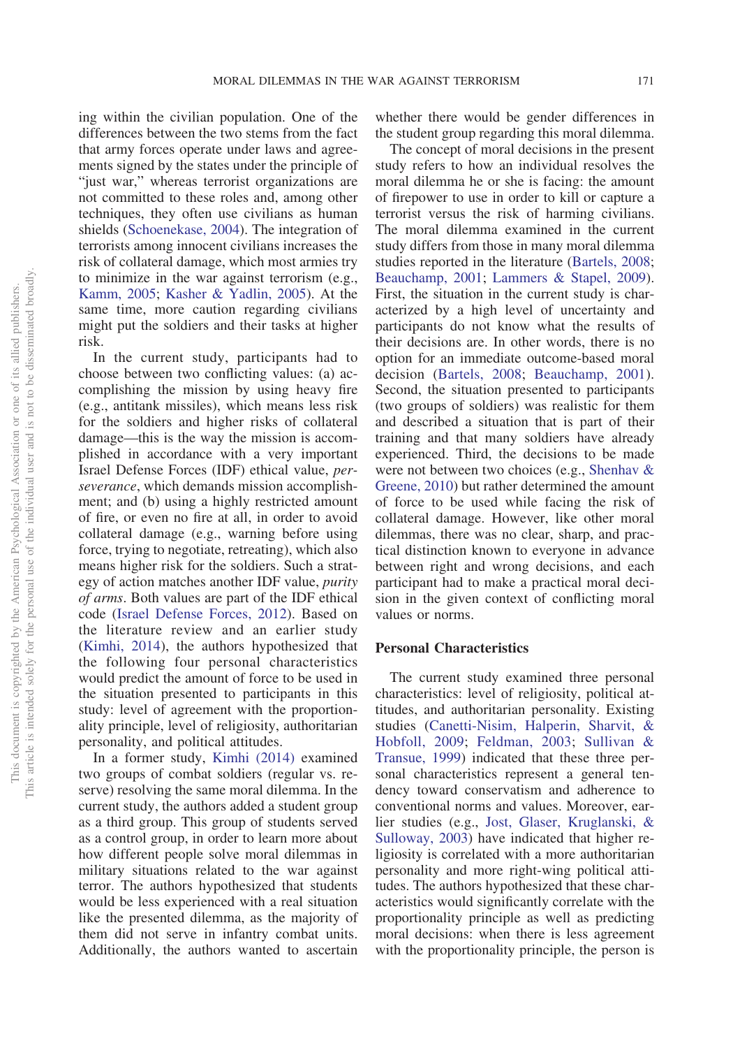ing within the civilian population. One of the differences between the two stems from the fact that army forces operate under laws and agreements signed by the states under the principle of "just war," whereas terrorist organizations are not committed to these roles and, among other techniques, they often use civilians as human shields (Schoenekase, 2004). The integration of terrorists among innocent civilians increases the risk of collateral damage, which most armies try to minimize in the war against terrorism (e.g., Kamm, 2005; Kasher & Yadlin, 2005). At the same time, more caution regarding civilians might put the soldiers and their tasks at higher risk.

In the current study, participants had to choose between two conflicting values: (a) accomplishing the mission by using heavy fire (e.g., antitank missiles), which means less risk for the soldiers and higher risks of collateral damage—this is the way the mission is accomplished in accordance with a very important Israel Defense Forces (IDF) ethical value, *perseverance*, which demands mission accomplishment; and (b) using a highly restricted amount of fire, or even no fire at all, in order to avoid collateral damage (e.g., warning before using force, trying to negotiate, retreating), which also means higher risk for the soldiers. Such a strategy of action matches another IDF value, *purity of arms*. Both values are part of the IDF ethical code (Israel Defense Forces, 2012). Based on the literature review and an earlier study (Kimhi, 2014), the authors hypothesized that the following four personal characteristics would predict the amount of force to be used in the situation presented to participants in this study: level of agreement with the proportionality principle, level of religiosity, authoritarian personality, and political attitudes.

In a former study, Kimhi (2014) examined two groups of combat soldiers (regular vs. reserve) resolving the same moral dilemma. In the current study, the authors added a student group as a third group. This group of students served as a control group, in order to learn more about how different people solve moral dilemmas in military situations related to the war against terror. The authors hypothesized that students would be less experienced with a real situation like the presented dilemma, as the majority of them did not serve in infantry combat units. Additionally, the authors wanted to ascertain whether there would be gender differences in the student group regarding this moral dilemma.

The concept of moral decisions in the present study refers to how an individual resolves the moral dilemma he or she is facing: the amount of firepower to use in order to kill or capture a terrorist versus the risk of harming civilians. The moral dilemma examined in the current study differs from those in many moral dilemma studies reported in the literature (Bartels, 2008; Beauchamp, 2001; Lammers & Stapel, 2009). First, the situation in the current study is characterized by a high level of uncertainty and participants do not know what the results of their decisions are. In other words, there is no option for an immediate outcome-based moral decision (Bartels, 2008; Beauchamp, 2001). Second, the situation presented to participants (two groups of soldiers) was realistic for them and described a situation that is part of their training and that many soldiers have already experienced. Third, the decisions to be made were not between two choices (e.g., Shenhav & Greene, 2010) but rather determined the amount of force to be used while facing the risk of collateral damage. However, like other moral dilemmas, there was no clear, sharp, and practical distinction known to everyone in advance between right and wrong decisions, and each participant had to make a practical moral decision in the given context of conflicting moral values or norms.

## Personal Characteristics

The current study examined three personal characteristics: level of religiosity, political attitudes, and authoritarian personality. Existing studies (Canetti-Nisim, Halperin, Sharvit, & Hobfoll, 2009; Feldman, 2003; Sullivan & Transue, 1999) indicated that these three personal characteristics represent a general tendency toward conservatism and adherence to conventional norms and values. Moreover, earlier studies (e.g., Jost, Glaser, Kruglanski, & Sulloway, 2003) have indicated that higher religiosity is correlated with a more authoritarian personality and more right-wing political attitudes. The authors hypothesized that these characteristics would significantly correlate with the proportionality principle as well as predicting moral decisions: when there is less agreement with the proportionality principle, the person is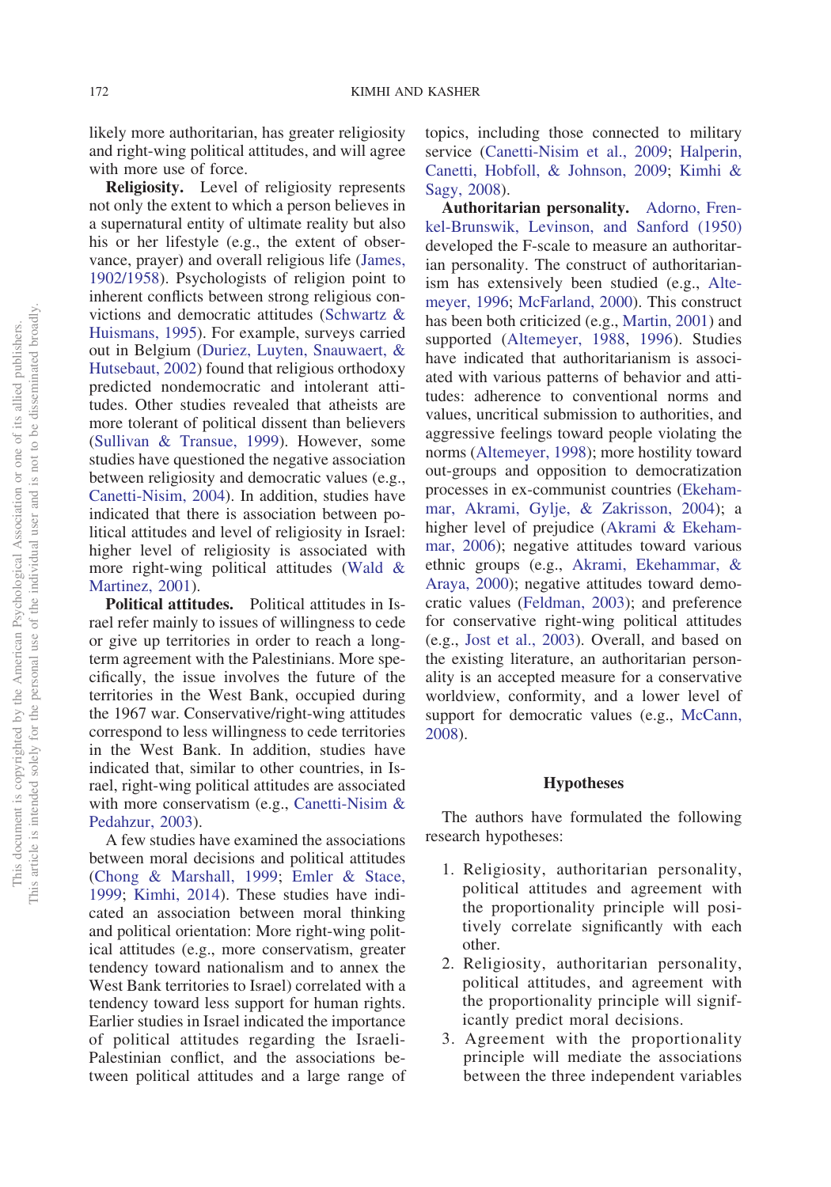likely more authoritarian, has greater religiosity and right-wing political attitudes, and will agree with more use of force.

**Religiosity.** Level of religiosity represents not only the extent to which a person believes in a supernatural entity of ultimate reality but also his or her lifestyle (e.g., the extent of observance, prayer) and overall religious life (James, 1902/1958). Psychologists of religion point to inherent conflicts between strong religious convictions and democratic attitudes (Schwartz & Huismans, 1995). For example, surveys carried out in Belgium (Duriez, Luyten, Snauwaert, & Hutsebaut, 2002) found that religious orthodoxy predicted nondemocratic and intolerant attitudes. Other studies revealed that atheists are more tolerant of political dissent than believers (Sullivan & Transue, 1999). However, some studies have questioned the negative association between religiosity and democratic values (e.g., Canetti-Nisim, 2004). In addition, studies have indicated that there is association between political attitudes and level of religiosity in Israel: higher level of religiosity is associated with more right-wing political attitudes (Wald & Martinez, 2001).

**Political attitudes.** Political attitudes in Israel refer mainly to issues of willingness to cede or give up territories in order to reach a long-term agreement with the Palestinians. More specifically, the issue involves the future of the territories in the West Bank, occupied during the 1967 war. Conservative/right-wing attitudes correspond to less willingness to cede territories in the West Bank. In addition, studies have indicated that, similar to other countries, in Israel, right-wing political attitudes are associated with more conservatism (e.g., Canetti-Nisim & Pedahzur, 2003).

A few studies have examined the associations between moral decisions and political attitudes (Chong & Marshall, 1999; Emler & Stace, 1999; Kimhi, 2014). These studies have indicated an association between moral thinking and political orientation: More right-wing political attitudes (e.g., more conservatism, greater tendency toward nationalism and to annex the West Bank territories to Israel) correlated with a tendency toward less support for human rights. Earlier studies in Israel indicated the importance of political attitudes regarding the Israeli-Palestinian conflict, and the associations between political attitudes and a large range of topics, including those connected to military service (Canetti-Nisim et al., 2009; Halperin, Canetti, Hobfoll, & Johnson, 2009; Kimhi & Sagy, 2008).

**Authoritarian personality.** Adorno, Frenkel-Brunswik, Levinson, and Sanford (1950) developed the F-scale to measure an authoritarian personality. The construct of authoritarianism has extensively been studied (e.g., Altemeyer, 1996; McFarland, 2000). This construct has been both criticized (e.g., Martin, 2001) and supported (Altemeyer, 1988, 1996). Studies have indicated that authoritarianism is associated with various patterns of behavior and attitudes: adherence to conventional norms and values, uncritical submission to authorities, and aggressive feelings toward people violating the norms (Altemeyer, 1998); more hostility toward out-groups and opposition to democratization processes in ex-communist countries (Ekehammar, Akrami, Gylje, & Zakrisson, 2004); a higher level of prejudice (Akrami & Ekehammar, 2006); negative attitudes toward various ethnic groups (e.g., Akrami, Ekehammar, & Araya, 2000); negative attitudes toward democratic values (Feldman, 2003); and preference for conservative right-wing political attitudes (e.g., Jost et al., 2003). Overall, and based on the existing literature, an authoritarian personality is an accepted measure for a conservative worldview, conformity, and a lower level of support for democratic values (e.g., McCann, 2008).

## Hypotheses

The authors have formulated the following research hypotheses:

1. Religiosity, authoritarian personality, political attitudes and agreement with the proportionality principle will positively correlate significantly with each other.
2. Religiosity, authoritarian personality, political attitudes, and agreement with the proportionality principle will significantly predict moral decisions.
3. Agreement with the proportionality principle will mediate the associations between the three independent variables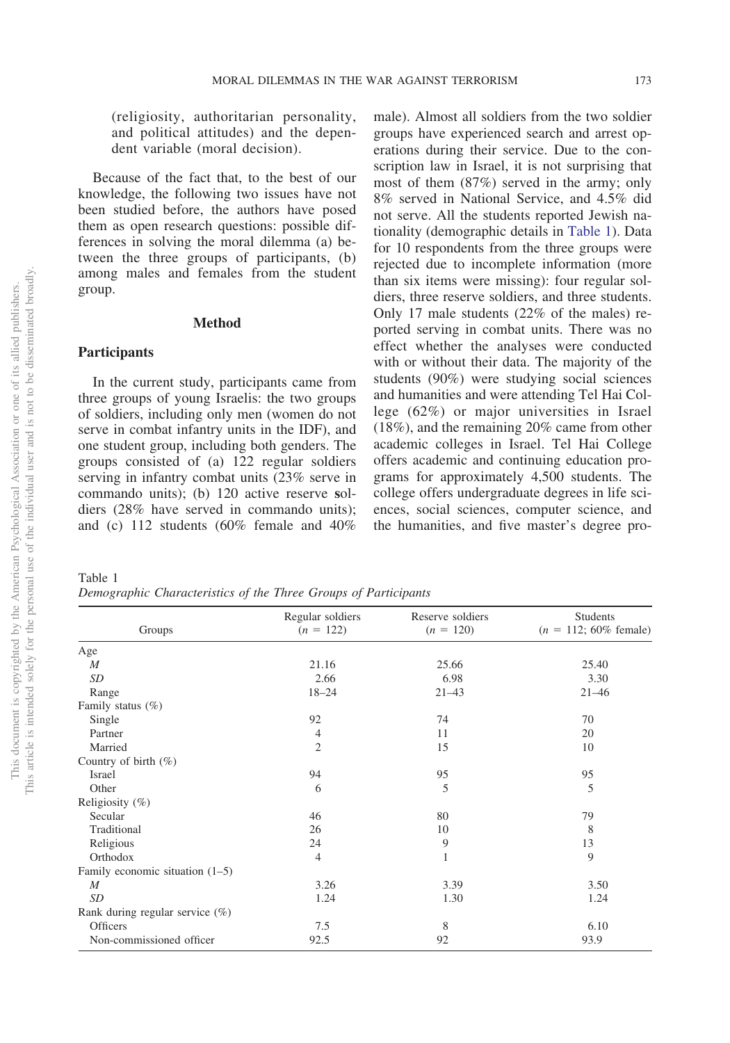(religiosity, authoritarian personality, and political attitudes) and the dependent variable (moral decision).

Because of the fact that, to the best of our knowledge, the following two issues have not been studied before, the authors have posed them as open research questions: possible differences in solving the moral dilemma (a) between the three groups of participants, (b) among males and females from the student group.

## Method

### Participants

In the current study, participants came from three groups of young Israelis: the two groups of soldiers, including only men (women do not serve in combat infantry units in the IDF), and one student group, including both genders. The groups consisted of (a) 122 regular soldiers serving in infantry combat units (23% serve in commando units); (b) 120 active reserve soldiers (28% have served in commando units); and (c) 112 students (60% female and 40% male). Almost all soldiers from the two soldier groups have experienced search and arrest operations during their service. Due to the conscription law in Israel, it is not surprising that most of them (87%) served in the army; only 8% served in National Service, and 4.5% did not serve. All the students reported Jewish nationality (demographic details in Table 1). Data for 10 respondents from the three groups were rejected due to incomplete information (more than six items were missing): four regular soldiers, three reserve soldiers, and three students. Only 17 male students (22% of the males) reported serving in combat units. There was no effect whether the analyses were conducted with or without their data. The majority of the students (90%) were studying social sciences and humanities and were attending Tel Hai College (62%) or major universities in Israel (18%), and the remaining 20% came from other academic colleges in Israel. Tel Hai College offers academic and continuing education programs for approximately 4,500 students. The college offers undergraduate degrees in life sciences, social sciences, computer science, and the humanities, and five master's degree pro-

Table 1
*Demographic Characteristics of the Three Groups of Participants*

| Groups | Regular soldiers ($n$ = 122) | Reserve soldiers ($n$ = 120) | Students ($n$ = 112; 60% female) |
|---|---|---|---|
| Age | | | |
| *M* | 21.16 | 25.66 | 25.40 |
| *SD* | 2.66 | 6.98 | 3.30 |
| Range | 18–24 | 21–43 | 21–46 |
| Family status (%) | | | |
| Single | 92 | 74 | 70 |
| Partner | 4 | 11 | 20 |
| Married | 2 | 15 | 10 |
| Country of birth (%) | | | |
| Israel | 94 | 95 | 95 |
| Other | 6 | 5 | 5 |
| Religiosity (%) | | | |
| Secular | 46 | 80 | 79 |
| Traditional | 26 | 10 | 8 |
| Religious | 24 | 9 | 13 |
| Orthodox | 4 | 1 | 9 |
| Family economic situation (1–5) | | | |
| *M* | 3.26 | 3.39 | 3.50 |
| *SD* | 1.24 | 1.30 | 1.24 |
| Rank during regular service (%) | | | |
| Officers | 7.5 | 8 | 6.10 |
| Non-commissioned officer | 92.5 | 92 | 93.9 |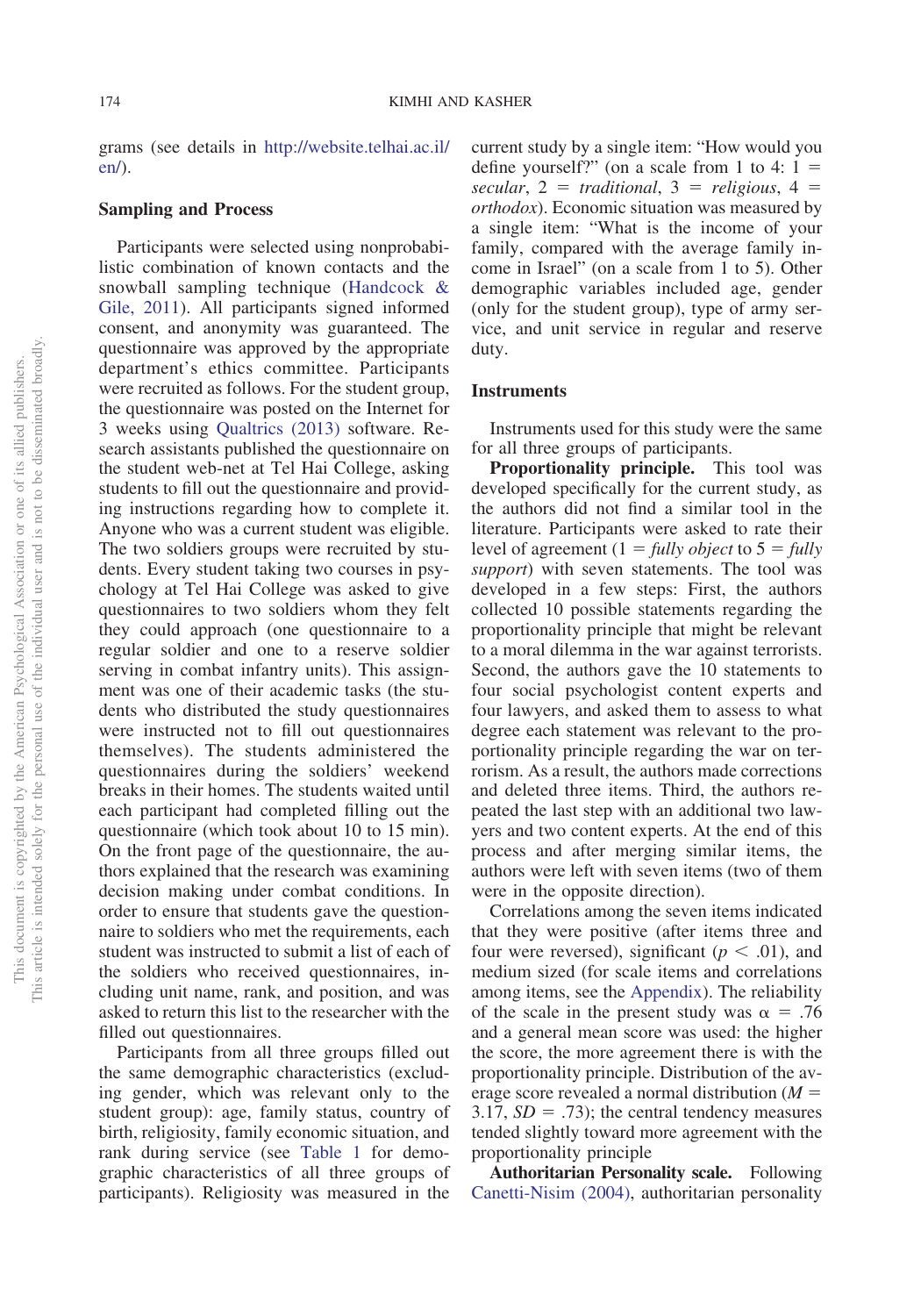grams (see details in http://website.telhai.ac.il/en/).

### Sampling and Process

Participants were selected using nonprobabilistic combination of known contacts and the snowball sampling technique (Handcock & Gile, 2011). All participants signed informed consent, and anonymity was guaranteed. The questionnaire was approved by the appropriate department's ethics committee. Participants were recruited as follows. For the student group, the questionnaire was posted on the Internet for 3 weeks using Qualtrics (2013) software. Research assistants published the questionnaire on the student web-net at Tel Hai College, asking students to fill out the questionnaire and providing instructions regarding how to complete it. Anyone who was a current student was eligible. The two soldiers groups were recruited by students. Every student taking two courses in psychology at Tel Hai College was asked to give questionnaires to two soldiers whom they felt they could approach (one questionnaire to a regular soldier and one to a reserve soldier serving in combat infantry units). This assignment was one of their academic tasks (the students who distributed the study questionnaires were instructed not to fill out questionnaires themselves). The students administered the questionnaires during the soldiers' weekend breaks in their homes. The students waited until each participant had completed filling out the questionnaire (which took about 10 to 15 min). On the front page of the questionnaire, the authors explained that the research was examining decision making under combat conditions. In order to ensure that students gave the questionnaire to soldiers who met the requirements, each student was instructed to submit a list of each of the soldiers who received questionnaires, including unit name, rank, and position, and was asked to return this list to the researcher with the filled out questionnaires.

Participants from all three groups filled out the same demographic characteristics (excluding gender, which was relevant only to the student group): age, family status, country of birth, religiosity, family economic situation, and rank during service (see Table 1 for demographic characteristics of all three groups of participants). Religiosity was measured in the current study by a single item: "How would you define yourself?" (on a scale from 1 to 4: 1 = *secular*, 2 = *traditional*, 3 = *religious*, 4 = *orthodox*). Economic situation was measured by a single item: "What is the income of your family, compared with the average family income in Israel" (on a scale from 1 to 5). Other demographic variables included age, gender (only for the student group), type of army service, and unit service in regular and reserve duty.

### Instruments

Instruments used for this study were the same for all three groups of participants.

**Proportionality principle.** This tool was developed specifically for the current study, as the authors did not find a similar tool in the literature. Participants were asked to rate their level of agreement (1 = *fully object* to 5 = *fully support*) with seven statements. The tool was developed in a few steps: First, the authors collected 10 possible statements regarding the proportionality principle that might be relevant to a moral dilemma in the war against terrorists. Second, the authors gave the 10 statements to four social psychologist content experts and four lawyers, and asked them to assess to what degree each statement was relevant to the proportionality principle regarding the war on terrorism. As a result, the authors made corrections and deleted three items. Third, the authors repeated the last step with an additional two lawyers and two content experts. At the end of this process and after merging similar items, the authors were left with seven items (two of them were in the opposite direction).

Correlations among the seven items indicated that they were positive (after items three and four were reversed), significant ($p < .01$), and medium sized (for scale items and correlations among items, see the Appendix). The reliability of the scale in the present study was $\alpha = .76$ and a general mean score was used: the higher the score, the more agreement there is with the proportionality principle. Distribution of the average score revealed a normal distribution ($M = 3.17$, $SD = .73$); the central tendency measures tended slightly toward more agreement with the proportionality principle

**Authoritarian Personality scale.** Following Canetti-Nisim (2004), authoritarian personality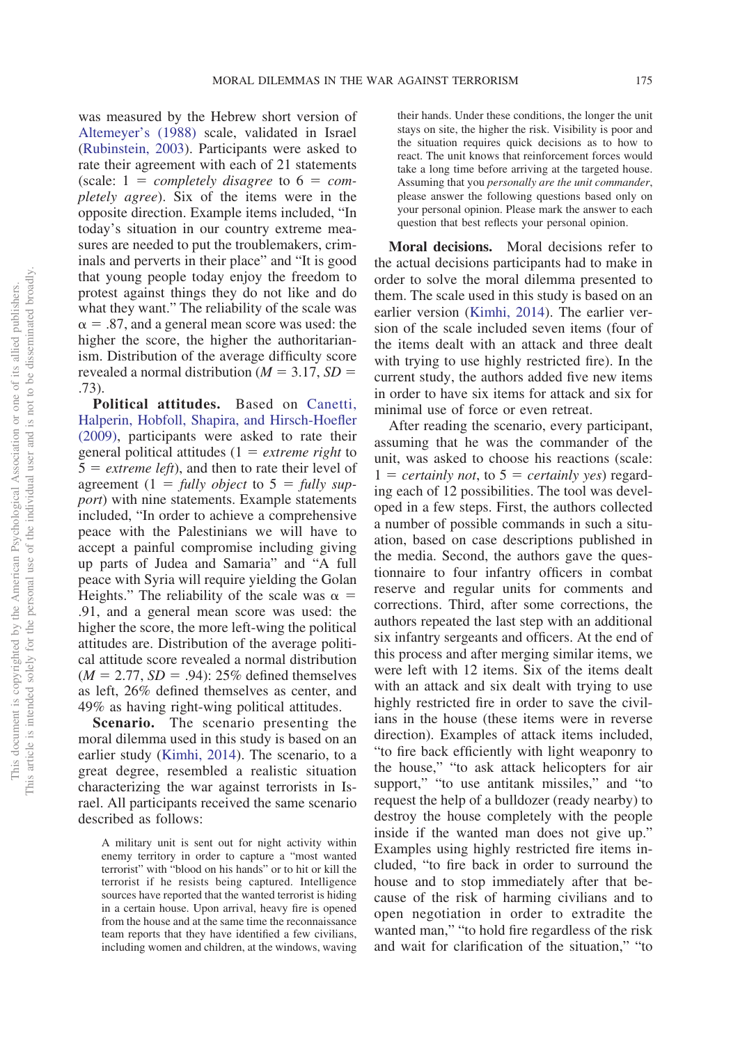was measured by the Hebrew short version of Altemeyer's (1988) scale, validated in Israel (Rubinstein, 2003). Participants were asked to rate their agreement with each of 21 statements (scale: 1 = *completely disagree* to 6 = *completely agree*). Six of the items were in the opposite direction. Example items included, "In today's situation in our country extreme measures are needed to put the troublemakers, criminals and perverts in their place" and "It is good that young people today enjoy the freedom to protest against things they do not like and do what they want." The reliability of the scale was $\alpha = .87$, and a general mean score was used: the higher the score, the higher the authoritarianism. Distribution of the average difficulty score revealed a normal distribution ($M = 3.17$, $SD = .73$).

**Political attitudes.** Based on Canetti, Halperin, Hobfoll, Shapira, and Hirsch-Hoefler (2009), participants were asked to rate their general political attitudes (1 = *extreme right* to 5 = *extreme left*), and then to rate their level of agreement (1 = *fully object* to 5 = *fully support*) with nine statements. Example statements included, "In order to achieve a comprehensive peace with the Palestinians we will have to accept a painful compromise including giving up parts of Judea and Samaria" and "A full peace with Syria will require yielding the Golan Heights." The reliability of the scale was $\alpha = .91$, and a general mean score was used: the higher the score, the more left-wing the political attitudes are. Distribution of the average political attitude score revealed a normal distribution ($M = 2.77$, $SD = .94$): 25% defined themselves as left, 26% defined themselves as center, and 49% as having right-wing political attitudes.

**Scenario.** The scenario presenting the moral dilemma used in this study is based on an earlier study (Kimhi, 2014). The scenario, to a great degree, resembled a realistic situation characterizing the war against terrorists in Israel. All participants received the same scenario described as follows:

> A military unit is sent out for night activity within enemy territory in order to capture a "most wanted terrorist" with "blood on his hands" or to hit or kill the terrorist if he resists being captured. Intelligence sources have reported that the wanted terrorist is hiding in a certain house. Upon arrival, heavy fire is opened from the house and at the same time the reconnaissance team reports that they have identified a few civilians, including women and children, at the windows, waving their hands. Under these conditions, the longer the unit stays on site, the higher the risk. Visibility is poor and the situation requires quick decisions as to how to react. The unit knows that reinforcement forces would take a long time before arriving at the targeted house. Assuming that you *personally are the unit commander*, please answer the following questions based only on your personal opinion. Please mark the answer to each question that best reflects your personal opinion.

**Moral decisions.** Moral decisions refer to the actual decisions participants had to make in order to solve the moral dilemma presented to them. The scale used in this study is based on an earlier version (Kimhi, 2014). The earlier version of the scale included seven items (four of the items dealt with an attack and three dealt with trying to use highly restricted fire). In the current study, the authors added five new items in order to have six items for attack and six for minimal use of force or even retreat.

After reading the scenario, every participant, assuming that he was the commander of the unit, was asked to choose his reactions (scale: 1 = *certainly not*, to 5 = *certainly yes*) regarding each of 12 possibilities. The tool was developed in a few steps. First, the authors collected a number of possible commands in such a situation, based on case descriptions published in the media. Second, the authors gave the questionnaire to four infantry officers in combat reserve and regular units for comments and corrections. Third, after some corrections, the authors repeated the last step with an additional six infantry sergeants and officers. At the end of this process and after merging similar items, we were left with 12 items. Six of the items dealt with an attack and six dealt with trying to use highly restricted fire in order to save the civilians in the house (these items were in reverse direction). Examples of attack items included, "to fire back efficiently with light weaponry to the house," "to ask attack helicopters for air support," "to use antitank missiles," and "to request the help of a bulldozer (ready nearby) to destroy the house completely with the people inside if the wanted man does not give up." Examples using highly restricted fire items included, "to fire back in order to surround the house and to stop immediately after that because of the risk of harming civilians and to open negotiation in order to extradite the wanted man," "to hold fire regardless of the risk and wait for clarification of the situation," "to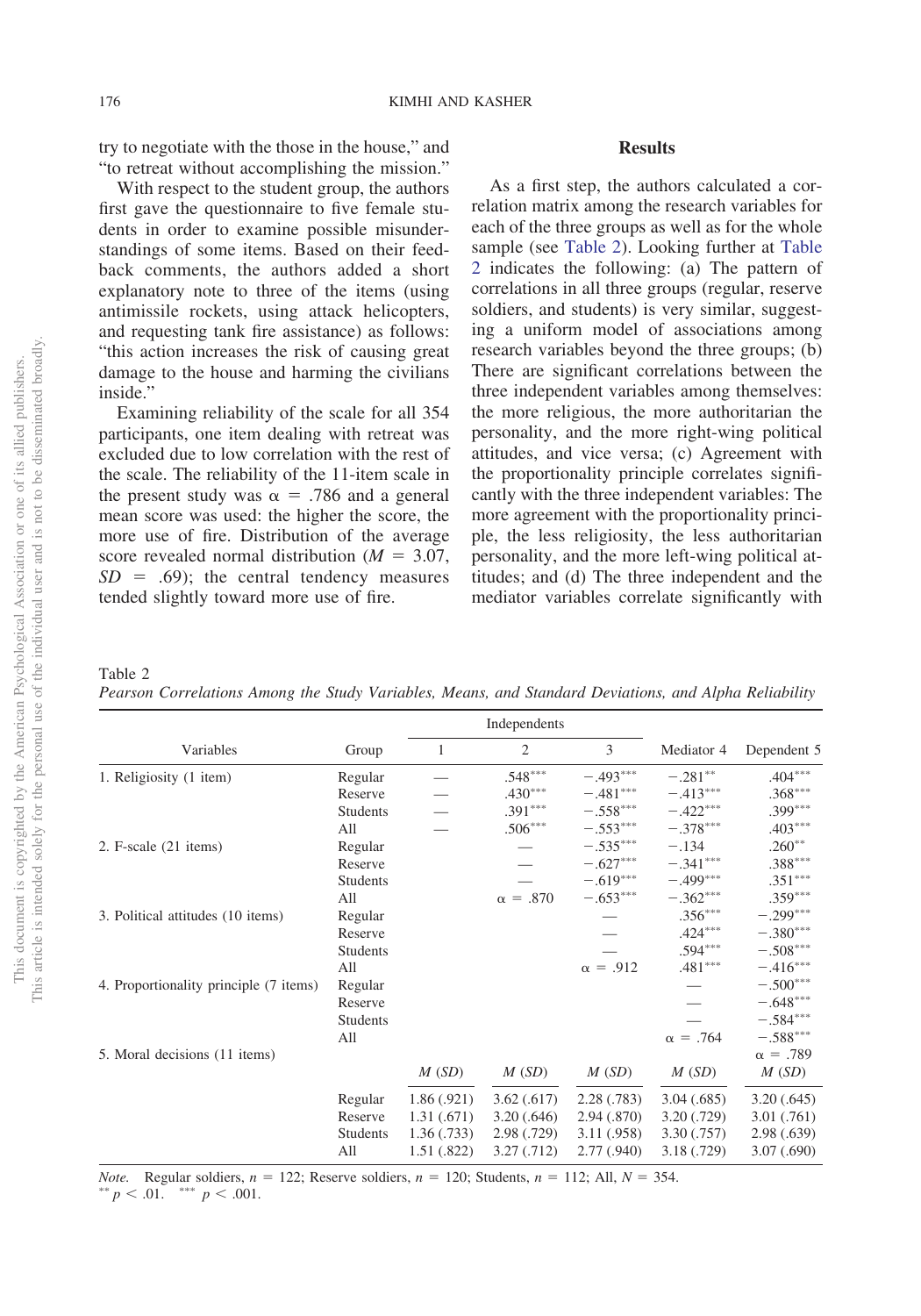try to negotiate with the those in the house," and "to retreat without accomplishing the mission."

With respect to the student group, the authors first gave the questionnaire to five female students in order to examine possible misunderstandings of some items. Based on their feedback comments, the authors added a short explanatory note to three of the items (using antimissile rockets, using attack helicopters, and requesting tank fire assistance) as follows: "this action increases the risk of causing great damage to the house and harming the civilians inside."

Examining reliability of the scale for all 354 participants, one item dealing with retreat was excluded due to low correlation with the rest of the scale. The reliability of the 11-item scale in the present study was $\alpha = .786$ and a general mean score was used: the higher the score, the more use of fire. Distribution of the average score revealed normal distribution ($M = 3.07$, $SD = .69$); the central tendency measures tended slightly toward more use of fire.

## Results

As a first step, the authors calculated a correlation matrix among the research variables for each of the three groups as well as for the whole sample (see Table 2). Looking further at Table 2 indicates the following: (a) The pattern of correlations in all three groups (regular, reserve soldiers, and students) is very similar, suggesting a uniform model of associations among research variables beyond the three groups; (b) There are significant correlations between the three independent variables among themselves: the more religious, the more authoritarian the personality, and the more right-wing political attitudes, and vice versa; (c) Agreement with the proportionality principle correlates significantly with the three independent variables: The more agreement with the proportionality principle, the less religiosity, the less authoritarian personality, and the more left-wing political attitudes; and (d) The three independent and the mediator variables correlate significantly with

Table 2
*Pearson Correlations Among the Study Variables, Means, and Standard Deviations, and Alpha Reliability*

| Variables | Group | Independents | | | Mediator 4 | Dependent 5 |
|---|---|---|---|---|---|---|
| | | 1 | 2 | 3 | | |
| 1. Religiosity (1 item) | Regular | — | .548*** | −.493*** | −.281** | .404*** |
| | Reserve | — | .430*** | −.481*** | −.413*** | .368*** |
| | Students | — | .391*** | −.558*** | −.422*** | .399*** |
| | All | — | .506*** | −.553*** | −.378*** | .403*** |
| 2. F-scale (21 items) | Regular | | — | −.535*** | −.134 | .260** |
| | Reserve | | — | −.627*** | −.341*** | .388*** |
| | Students | | — | −.619*** | −.499*** | .351*** |
| | All | | $\alpha = .870$ | −.653*** | −.362*** | .359*** |
| 3. Political attitudes (10 items) | Regular | | | — | .356*** | −.299*** |
| | Reserve | | | — | .424*** | −.380*** |
| | Students | | | — | .594*** | −.508*** |
| | All | | | $\alpha = .912$ | .481*** | −.416*** |
| 4. Proportionality principle (7 items) | Regular | | | | — | −.500*** |
| | Reserve | | | | — | −.648*** |
| | Students | | | | — | −.584*** |
| | All | | | | $\alpha = .764$ | −.588*** |
| 5. Moral decisions (11 items) | | | | | | $\alpha = .789$ |
| | | *M* (*SD*) | *M* (*SD*) | *M* (*SD*) | *M* (*SD*) | *M* (*SD*) |
| | Regular | 1.86 (.921) | 3.62 (.617) | 2.28 (.783) | 3.04 (.685) | 3.20 (.645) |
| | Reserve | 1.31 (.671) | 3.20 (.646) | 2.94 (.870) | 3.20 (.729) | 3.01 (.761) |
| | Students | 1.36 (.733) | 2.98 (.729) | 3.11 (.958) | 3.30 (.757) | 2.98 (.639) |
| | All | 1.51 (.822) | 3.27 (.712) | 2.77 (.940) | 3.18 (.729) | 3.07 (.690) |

*Note.* Regular soldiers, $n = 122$; Reserve soldiers, $n = 120$; Students, $n = 112$; All, $N = 354$.
** $p < .01$. *** $p < .001$.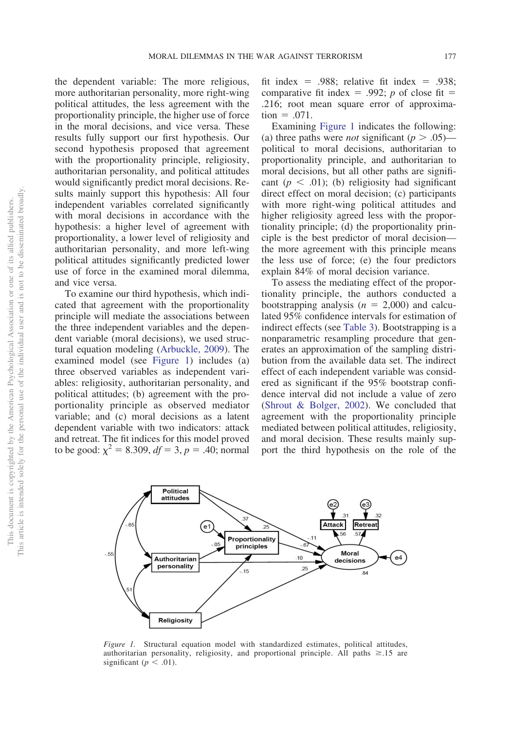the dependent variable: The more religious, more authoritarian personality, more right-wing political attitudes, the less agreement with the proportionality principle, the higher use of force in the moral decisions, and vice versa. These results fully support our first hypothesis. Our second hypothesis proposed that agreement with the proportionality principle, religiosity, authoritarian personality, and political attitudes would significantly predict moral decisions. Results mainly support this hypothesis: All four independent variables correlated significantly with moral decisions in accordance with the hypothesis: a higher level of agreement with proportionality, a lower level of religiosity and authoritarian personality, and more left-wing political attitudes significantly predicted lower use of force in the examined moral dilemma, and vice versa.

To examine our third hypothesis, which indicated that agreement with the proportionality principle will mediate the associations between the three independent variables and the dependent variable (moral decisions), we used structural equation modeling (Arbuckle, 2009). The examined model (see Figure 1) includes (a) three observed variables as independent variables: religiosity, authoritarian personality, and political attitudes; (b) agreement with the proportionality principle as observed mediator variable; and (c) moral decisions as a latent dependent variable with two indicators: attack and retreat. The fit indices for this model proved to be good: $\chi^2 = 8.309$, $df = 3$, $p = .40$; normal fit index = .988; relative fit index = .938; comparative fit index = .992; $p$ of close fit = .216; root mean square error of approximation = .071.

Examining Figure 1 indicates the following: (a) three paths were *not* significant ($p > .05$)—political to moral decisions, authoritarian to proportionality principle, and authoritarian to moral decisions, but all other paths are significant ($p < .01$); (b) religiosity had significant direct effect on moral decision; (c) participants with more right-wing political attitudes and higher religiosity agreed less with the proportionality principle; (d) the proportionality principle is the best predictor of moral decision—the more agreement with this principle means the less use of force; (e) the four predictors explain 84% of moral decision variance.

To assess the mediating effect of the proportionality principle, the authors conducted a bootstrapping analysis ($n = 2{,}000$) and calculated 95% confidence intervals for estimation of indirect effects (see Table 3). Bootstrapping is a nonparametric resampling procedure that generates an approximation of the sampling distribution from the available data set. The indirect effect of each independent variable was considered as significant if the 95% bootstrap confidence interval did not include a value of zero (Shrout & Bolger, 2002). We concluded that agreement with the proportionality principle mediated between political attitudes, religiosity, and moral decision. These results mainly support the third hypothesis on the role of the

Political attitudes
Authoritarian personality
Religiosity
Proportionality principles
Moral decisions
Attack
Retreat
e1
e2
e3
e4
-.65
-.55
.51
.37
.25
-.05
-.15
.10
.25
-.11
-.67
.31
.32
.56
.57
.84

*Figure 1.* Structural equation model with standardized estimates, political attitudes, authoritarian personality, religiosity, and proportional principle. All paths ≥.15 are significant ($p < .01$).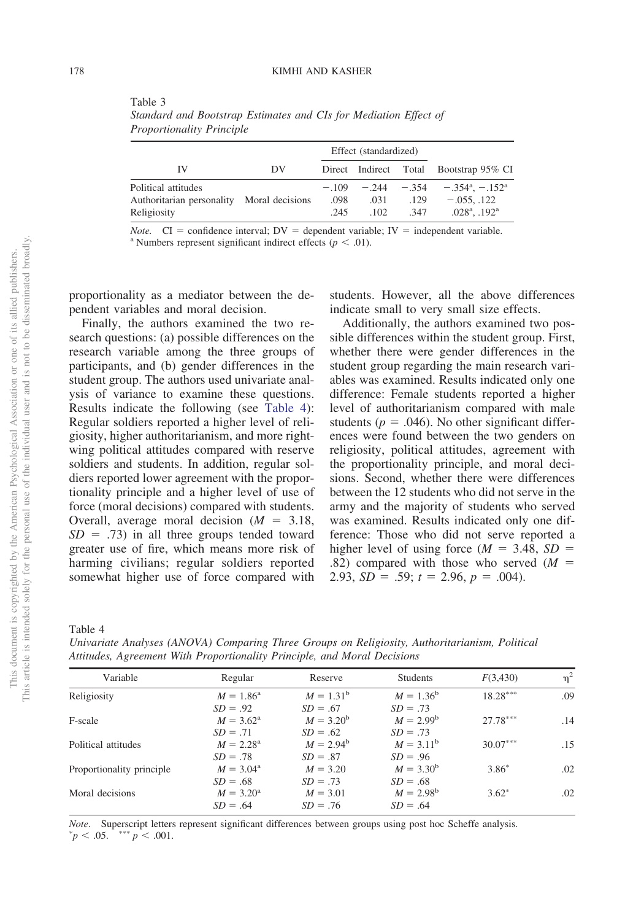Table 3
*Standard and Bootstrap Estimates and CIs for Mediation Effect of Proportionality Principle*

| IV | DV | Effect (standardized) | | | Bootstrap 95% CI |
|---|---|---|---|---|---|
| | | Direct | Indirect | Total | |
| Political attitudes | | −.109 | −.244 | −.354 | −.354[a], −.152[a] |
| Authoritarian personality | Moral decisions | .098 | .031 | .129 | −.055, .122 |
| Religiosity | | .245 | .102 | .347 | .028[a], .192[a] |

*Note.* CI = confidence interval; DV = dependent variable; IV = independent variable.
[a] Numbers represent significant indirect effects ($p < .01$).

proportionality as a mediator between the dependent variables and moral decision.

Finally, the authors examined the two research questions: (a) possible differences on the research variable among the three groups of participants, and (b) gender differences in the student group. The authors used univariate analysis of variance to examine these questions. Results indicate the following (see Table 4): Regular soldiers reported a higher level of religiosity, higher authoritarianism, and more right-wing political attitudes compared with reserve soldiers and students. In addition, regular soldiers reported lower agreement with the proportionality principle and a higher level of use of force (moral decisions) compared with students. Overall, average moral decision ($M = 3.18$, $SD = .73$) in all three groups tended toward greater use of fire, which means more risk of harming civilians; regular soldiers reported somewhat higher use of force compared with students. However, all the above differences indicate small to very small size effects.

Additionally, the authors examined two possible differences within the student group. First, whether there were gender differences in the student group regarding the main research variables was examined. Results indicated only one difference: Female students reported a higher level of authoritarianism compared with male students ($p = .046$). No other significant differences were found between the two genders on religiosity, political attitudes, agreement with the proportionality principle, and moral decisions. Second, whether there were differences between the 12 students who did not serve in the army and the majority of students who served was examined. Results indicated only one difference: Those who did not serve reported a higher level of using force ($M = 3.48$, $SD = .82$) compared with those who served ($M = 2.93$, $SD = .59$; $t = 2.96$, $p = .004$).

Table 4
*Univariate Analyses (ANOVA) Comparing Three Groups on Religiosity, Authoritarianism, Political Attitudes, Agreement With Proportionality Principle, and Moral Decisions*

| Variable | Regular | Reserve | Students | $F(3,430)$ | $\eta^2$ |
|---|---|---|---|---|---|
| Religiosity | $M = 1.86^a$ $SD = .92$ | $M = 1.31^b$ $SD = .67$ | $M = 1.36^b$ $SD = .73$ | $18.28^{***}$ | .09 |
| F-scale | $M = 3.62^a$ $SD = .71$ | $M = 3.20^b$ $SD = .62$ | $M = 2.99^b$ $SD = .73$ | $27.78^{***}$ | .14 |
| Political attitudes | $M = 2.28^a$ $SD = .78$ | $M = 2.94^b$ $SD = .87$ | $M = 3.11^b$ $SD = .96$ | $30.07^{***}$ | .15 |
| Proportionality principle | $M = 3.04^a$ $SD = .68$ | $M = 3.20$ $SD = .73$ | $M = 3.30^b$ $SD = .68$ | $3.86^{*}$ | .02 |
| Moral decisions | $M = 3.20^a$ $SD = .64$ | $M = 3.01$ $SD = .76$ | $M = 2.98^b$ $SD = .64$ | $3.62^{*}$ | .02 |

*Note*. Superscript letters represent significant differences between groups using post hoc Scheffe analysis.
$^{*}p < .05$. $^{***}p < .001$.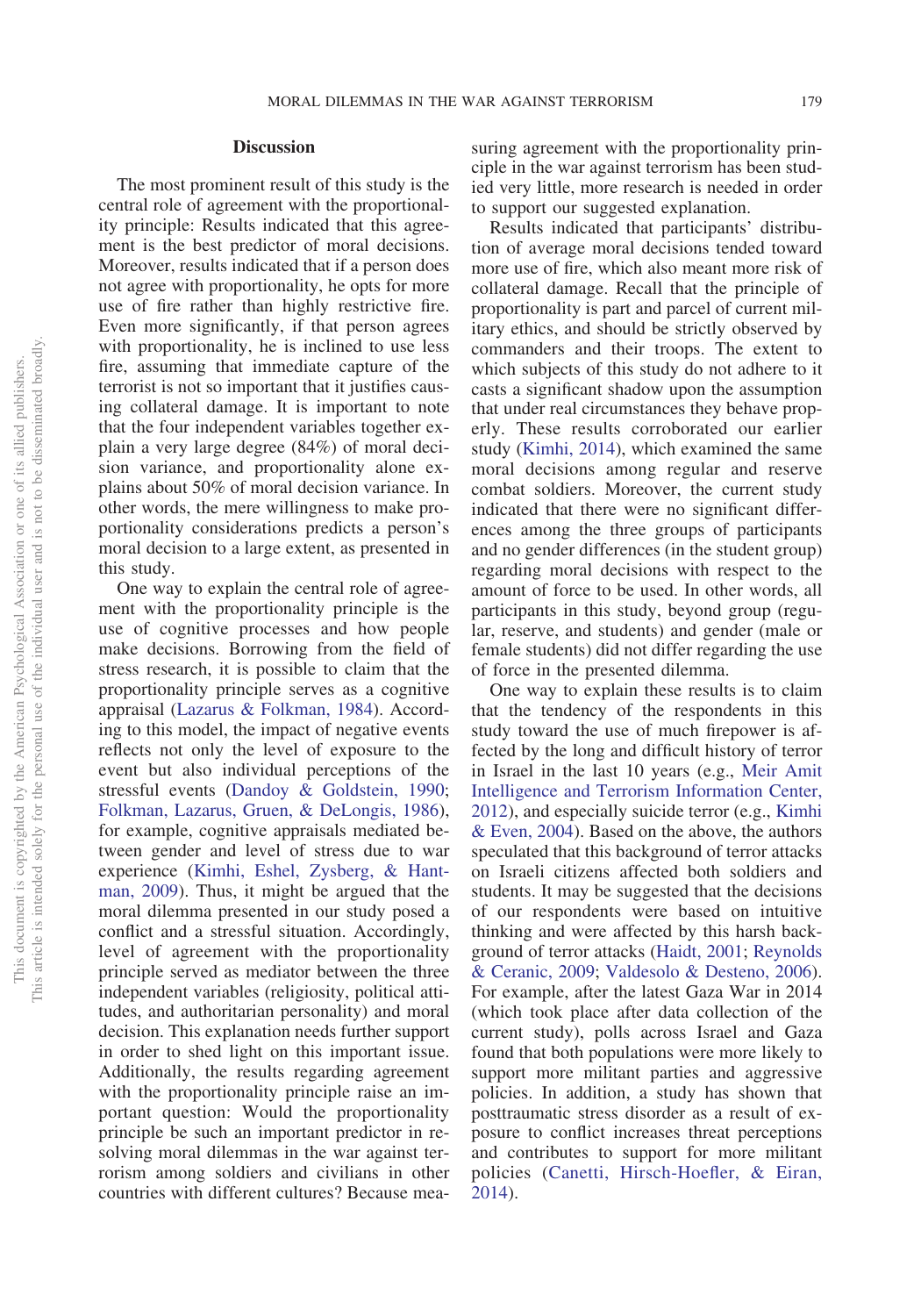## Discussion

The most prominent result of this study is the central role of agreement with the proportionality principle: Results indicated that this agreement is the best predictor of moral decisions. Moreover, results indicated that if a person does not agree with proportionality, he opts for more use of fire rather than highly restrictive fire. Even more significantly, if that person agrees with proportionality, he is inclined to use less fire, assuming that immediate capture of the terrorist is not so important that it justifies causing collateral damage. It is important to note that the four independent variables together explain a very large degree (84%) of moral decision variance, and proportionality alone explains about 50% of moral decision variance. In other words, the mere willingness to make proportionality considerations predicts a person's moral decision to a large extent, as presented in this study.

One way to explain the central role of agreement with the proportionality principle is the use of cognitive processes and how people make decisions. Borrowing from the field of stress research, it is possible to claim that the proportionality principle serves as a cognitive appraisal (Lazarus & Folkman, 1984). According to this model, the impact of negative events reflects not only the level of exposure to the event but also individual perceptions of the stressful events (Dandoy & Goldstein, 1990; Folkman, Lazarus, Gruen, & DeLongis, 1986), for example, cognitive appraisals mediated between gender and level of stress due to war experience (Kimhi, Eshel, Zysberg, & Hantman, 2009). Thus, it might be argued that the moral dilemma presented in our study posed a conflict and a stressful situation. Accordingly, level of agreement with the proportionality principle served as mediator between the three independent variables (religiosity, political attitudes, and authoritarian personality) and moral decision. This explanation needs further support in order to shed light on this important issue. Additionally, the results regarding agreement with the proportionality principle raise an important question: Would the proportionality principle be such an important predictor in resolving moral dilemmas in the war against terrorism among soldiers and civilians in other countries with different cultures? Because measuring agreement with the proportionality principle in the war against terrorism has been studied very little, more research is needed in order to support our suggested explanation.

Results indicated that participants' distribution of average moral decisions tended toward more use of fire, which also meant more risk of collateral damage. Recall that the principle of proportionality is part and parcel of current military ethics, and should be strictly observed by commanders and their troops. The extent to which subjects of this study do not adhere to it casts a significant shadow upon the assumption that under real circumstances they behave properly. These results corroborated our earlier study (Kimhi, 2014), which examined the same moral decisions among regular and reserve combat soldiers. Moreover, the current study indicated that there were no significant differences among the three groups of participants and no gender differences (in the student group) regarding moral decisions with respect to the amount of force to be used. In other words, all participants in this study, beyond group (regular, reserve, and students) and gender (male or female students) did not differ regarding the use of the presented dilemma.

One way to explain these results is to claim that the tendency of the respondents in this study toward the use of much firepower is affected by the long and difficult history of terror in Israel in the last 10 years (e.g., Meir Amit Intelligence and Terrorism Information Center, 2012), and especially suicide terror (e.g., Kimhi & Even, 2004). Based on the above, the authors speculated that this background of terror attacks on Israeli citizens affected both soldiers and students. It may be suggested that the decisions of our respondents were based on intuitive thinking and were affected by this harsh background of terror attacks (Haidt, 2001; Reynolds & Ceranic, 2009; Valdesolo & Desteno, 2006). For example, after the latest Gaza War in 2014 (which took place after data collection of the current study), polls across Israel and Gaza found that both populations were more likely to support more militant parties and aggressive policies. In addition, a study has shown that posttraumatic stress disorder as a result of exposure to conflict increases threat perceptions and contributes to support for more militant policies (Canetti, Hirsch-Hoefler, & Eiran, 2014).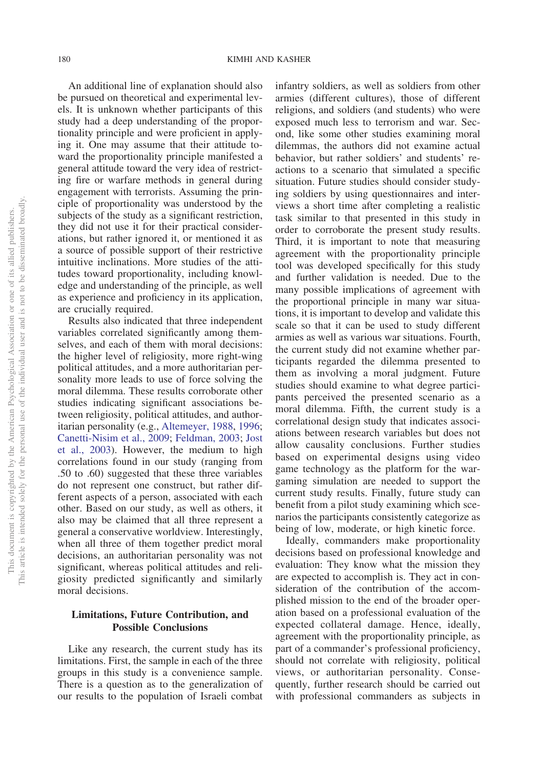An additional line of explanation should also be pursued on theoretical and experimental levels. It is unknown whether participants of this study had a deep understanding of the proportionality principle and were proficient in applying it. One may assume that their attitude toward the proportionality principle manifested a general attitude toward the very idea of restricting fire or warfare methods in general during engagement with terrorists. Assuming the principle of proportionality was understood by the subjects of the study as a significant restriction, they did not use it for their practical considerations, but rather ignored it, or mentioned it as a source of possible support of their restrictive intuitive inclinations. More studies of the attitudes toward proportionality, including knowledge and understanding of the principle, as well as experience and proficiency in its application, are crucially required.

Results also indicated that three independent variables correlated significantly among themselves, and each of them with moral decisions: the higher level of religiosity, more right-wing political attitudes, and a more authoritarian personality more leads to use of force solving the moral dilemma. These results corroborate other studies indicating significant associations between religiosity, political attitudes, and authoritarian personality (e.g., Altemeyer, 1988, 1996; Canetti-Nisim et al., 2009; Feldman, 2003; Jost et al., 2003). However, the medium to high correlations found in our study (ranging from .50 to .60) suggested that these three variables do not represent one construct, but rather different aspects of a person, associated with each other. Based on our study, as well as others, it also may be claimed that all three represent a general a conservative worldview. Interestingly, when all three of them together predict moral decisions, an authoritarian personality was not significant, whereas political attitudes and religiosity predicted significantly and similarly moral decisions.

## Limitations, Future Contribution, and Possible Conclusions

Like any research, the current study has its limitations. First, the sample in each of the three groups in this study is a convenience sample. There is a question as to the generalization of our results to the population of Israeli combat infantry soldiers, as well as soldiers from other armies (different cultures), those of different religions, and soldiers (and students) who were exposed much less to terrorism and war. Second, like some other studies examining moral dilemmas, the authors did not examine actual behavior, but rather soldiers' and students' reactions to a scenario that simulated a specific situation. Future studies should consider studying soldiers by using questionnaires and interviews a short time after completing a realistic task similar to that presented in this study in order to corroborate the present study results. Third, it is important to note that measuring agreement with the proportionality principle tool was developed specifically for this study and further validation is needed. Due to the many possible implications of agreement with the proportional principle in many war situations, it is important to develop and validate this scale so that it can be used to study different armies as well as various war situations. Fourth, the current study did not examine whether participants regarded the dilemma presented to them as involving a moral judgment. Future studies should examine to what degree participants perceived the presented scenario as a moral dilemma. Fifth, the current study is a correlational design study that indicates associations between research variables but does not allow causality conclusions. Further studies based on experimental designs using video game technology as the platform for the wargaming simulation are needed to support the current study results. Finally, future study can benefit from a pilot study examining which scenarios the participants consistently categorize as being of low, moderate, or high kinetic force.

Ideally, commanders make proportionality decisions based on professional knowledge and evaluation: They know what the mission they are expected to accomplish is. They act in consideration of the contribution of the accomplished mission to the end of the broader operation based on a professional evaluation of the expected collateral damage. Hence, ideally, agreement with the proportionality principle, as part of a commander's professional proficiency, should not correlate with religiosity, political views, or authoritarian personality. Consequently, further research should be carried out with professional commanders as subjects in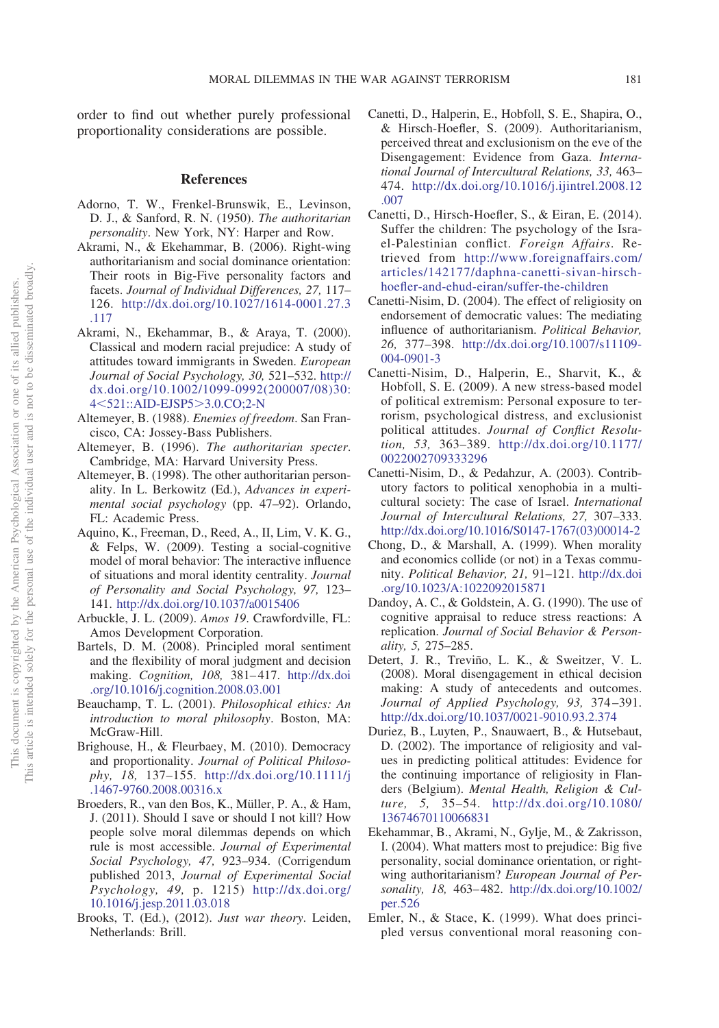order to find out whether purely professional proportionality considerations are possible.

## References

Adorno, T. W., Frenkel-Brunswik, E., Levinson, D. J., & Sanford, R. N. (1950). *The authoritarian personality*. New York, NY: Harper and Row.

Akrami, N., & Ekehammar, B. (2006). Right-wing authoritarianism and social dominance orientation: Their roots in Big-Five personality factors and facets. *Journal of Individual Differences, 27,* 117–126. http://dx.doi.org/10.1027/1614-0001.27.3.117

Akrami, N., Ekehammar, B., & Araya, T. (2000). Classical and modern racial prejudice: A study of attitudes toward immigrants in Sweden. *European Journal of Social Psychology, 30,* 521–532. http://dx.doi.org/10.1002/1099-0992(200007/08)30:4<521::AID-EJSP5>3.0.CO;2-N

Altemeyer, B. (1988). *Enemies of freedom*. San Francisco, CA: Jossey-Bass Publishers.

Altemeyer, B. (1996). *The authoritarian specter*. Cambridge, MA: Harvard University Press.

Altemeyer, B. (1998). The other authoritarian personality. In L. Berkowitz (Ed.), *Advances in experimental social psychology* (pp. 47–92). Orlando, FL: Academic Press.

Aquino, K., Freeman, D., Reed, A., II, Lim, V. K. G., & Felps, W. (2009). Testing a social-cognitive model of moral behavior: The interactive influence of situations and moral identity centrality. *Journal of Personality and Social Psychology, 97,* 123–141. http://dx.doi.org/10.1037/a0015406

Arbuckle, J. L. (2009). *Amos 19*. Crawfordville, FL: Amos Development Corporation.

Bartels, D. M. (2008). Principled moral sentiment and the flexibility of moral judgment and decision making. *Cognition, 108,* 381–417. http://dx.doi.org/10.1016/j.cognition.2008.03.001

Beauchamp, T. L. (2001). *Philosophical ethics: An introduction to moral philosophy*. Boston, MA: McGraw-Hill.

Brighouse, H., & Fleurbaey, M. (2010). Democracy and proportionality. *Journal of Political Philosophy, 18,* 137–155. http://dx.doi.org/10.1111/j.1467-9760.2008.00316.x

Broeders, R., van den Bos, K., Müller, P. A., & Ham, J. (2011). Should I save or should I not kill? How people solve moral dilemmas depends on which rule is most accessible. *Journal of Experimental Social Psychology, 47,* 923–934. (Corrigendum published 2013, *Journal of Experimental Social Psychology, 49,* p. 1215) http://dx.doi.org/10.1016/j.jesp.2011.03.018

Brooks, T. (Ed.), (2012). *Just war theory*. Leiden, Netherlands: Brill.

Canetti, D., Halperin, E., Hobfoll, S. E., Shapira, O., & Hirsch-Hoefler, S. (2009). Authoritarianism, perceived threat and exclusionism on the eve of the Disengagement: Evidence from Gaza. *International Journal of Intercultural Relations, 33,* 463–474. http://dx.doi.org/10.1016/j.ijintrel.2008.12.007

Canetti, D., Hirsch-Hoefler, S., & Eiran, E. (2014). Suffer the children: The psychology of the Israel-Palestinian conflict. *Foreign Affairs*. Retrieved from http://www.foreignaffairs.com/articles/142177/daphna-canetti-sivan-hirsch-hoefler-and-ehud-eiran/suffer-the-children

Canetti-Nisim, D. (2004). The effect of religiosity on endorsement of democratic values: The mediating influence of authoritarianism. *Political Behavior, 26,* 377–398. http://dx.doi.org/10.1007/s11109-004-0901-3

Canetti-Nisim, D., Halperin, E., Sharvit, K., & Hobfoll, S. E. (2009). A new stress-based model of political extremism: Personal exposure to terrorism, psychological distress, and exclusionist political attitudes. *Journal of Conflict Resolution, 53,* 363–389. http://dx.doi.org/10.1177/0022002709333296

Canetti-Nisim, D., & Pedahzur, A. (2003). Contributory factors to political xenophobia in a multi-cultural society: The case of Israel. *International Journal of Intercultural Relations, 27,* 307–333. http://dx.doi.org/10.1016/S0147-1767(03)00014-2

Chong, D., & Marshall, A. (1999). When morality and economics collide (or not) in a Texas community. *Political Behavior, 21,* 91–121. http://dx.doi.org/10.1023/A:1022092015871

Dandoy, A. C., & Goldstein, A. G. (1990). The use of cognitive appraisal to reduce stress reactions: A replication. *Journal of Social Behavior & Personality, 5,* 275–285.

Detert, J. R., Treviño, L. K., & Sweitzer, V. L. (2008). Moral disengagement in ethical decision making: A study of antecedents and outcomes. *Journal of Applied Psychology, 93,* 374–391. http://dx.doi.org/10.1037/0021-9010.93.2.374

Duriez, B., Luyten, P., Snauwaert, B., & Hutsebaut, D. (2002). The importance of religiosity and values in predicting political attitudes: Evidence for the continuing importance of religiosity in Flanders (Belgium). *Mental Health, Religion & Culture, 5,* 35–54. http://dx.doi.org/10.1080/13674670110066831

Ekehammar, B., Akrami, N., Gylje, M., & Zakrisson, I. (2004). What matters most to prejudice: Big five personality, social dominance orientation, or right-wing authoritarianism? *European Journal of Personality, 18,* 463–482. http://dx.doi.org/10.1002/per.526

Emler, N., & Stace, K. (1999). What does principled versus conventional moral reasoning con-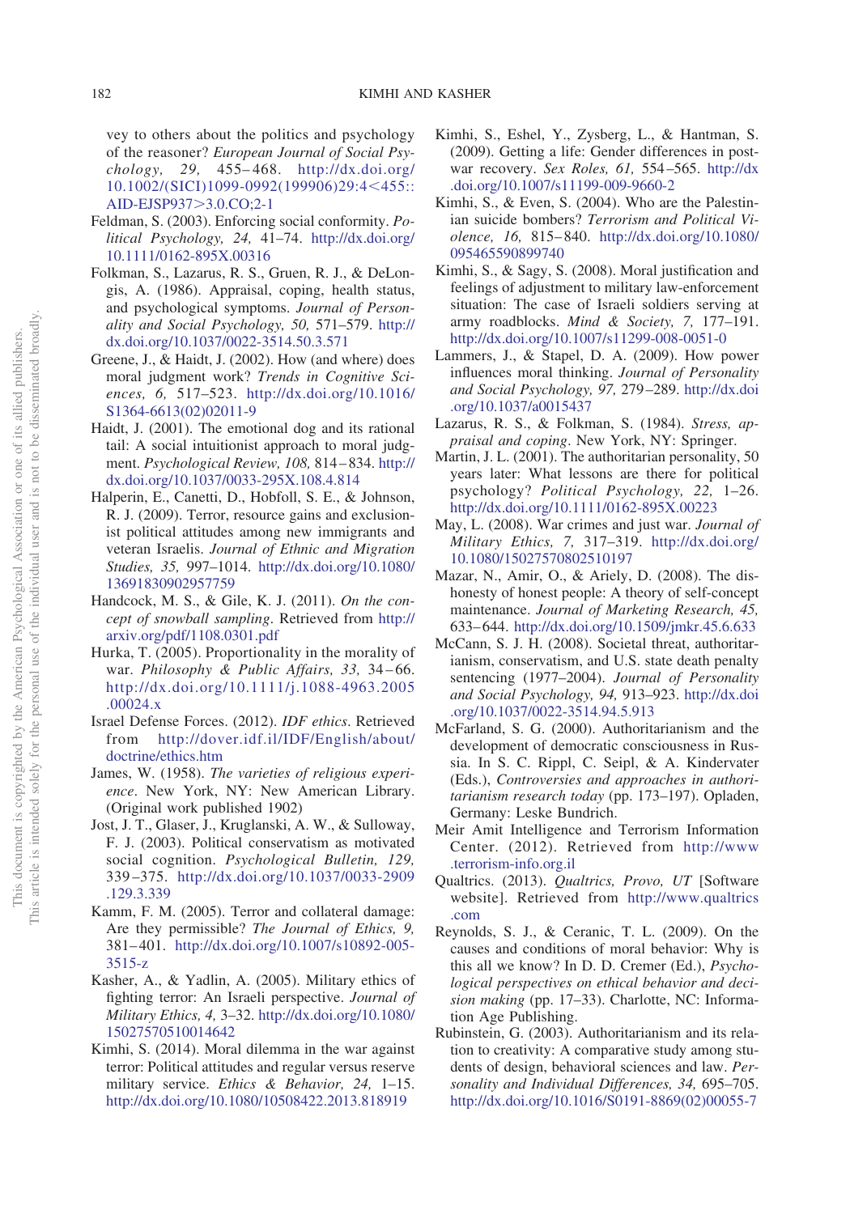vey to others about the politics and psychology of the reasoner? *European Journal of Social Psychology, 29,* 455–468. http://dx.doi.org/10.1002/(SICI)1099-0992(199906)29:4<455::AID-EJSP937>3.0.CO;2-1

Feldman, S. (2003). Enforcing social conformity. *Political Psychology, 24,* 41–74. http://dx.doi.org/10.1111/0162-895X.00316

Folkman, S., Lazarus, R. S., Gruen, R. J., & DeLongis, A. (1986). Appraisal, coping, health status, and psychological symptoms. *Journal of Personality and Social Psychology, 50,* 571–579. http://dx.doi.org/10.1037/0022-3514.50.3.571

Greene, J., & Haidt, J. (2002). How (and where) does moral judgment work? *Trends in Cognitive Sciences, 6,* 517–523. http://dx.doi.org/10.1016/S1364-6613(02)02011-9

Haidt, J. (2001). The emotional dog and its rational tail: A social intuitionist approach to moral judgment. *Psychological Review, 108,* 814–834. http://dx.doi.org/10.1037/0033-295X.108.4.814

Halperin, E., Canetti, D., Hobfoll, S. E., & Johnson, R. J. (2009). Terror, resource gains and exclusionist political attitudes among new immigrants and veteran Israelis. *Journal of Ethnic and Migration Studies, 35,* 997–1014. http://dx.doi.org/10.1080/13691830902957759

Handcock, M. S., & Gile, K. J. (2011). *On the concept of snowball sampling*. Retrieved from http://arxiv.org/pdf/1108.0301.pdf

Hurka, T. (2005). Proportionality in the morality of war. *Philosophy & Public Affairs, 33,* 34–66. http://dx.doi.org/10.1111/j.1088-4963.2005.00024.x

Israel Defense Forces. (2012). *IDF ethics*. Retrieved from http://dover.idf.il/IDF/English/about/doctrine/ethics.htm

James, W. (1958). *The varieties of religious experience*. New York, NY: New American Library. (Original work published 1902)

Jost, J. T., Glaser, J., Kruglanski, A. W., & Sulloway, F. J. (2003). Political conservatism as motivated social cognition. *Psychological Bulletin, 129,* 339–375. http://dx.doi.org/10.1037/0033-2909.129.3.339

Kamm, F. M. (2005). Terror and collateral damage: Are they permissible? *The Journal of Ethics, 9,* 381–401. http://dx.doi.org/10.1007/s10892-005-3515-z

Kasher, A., & Yadlin, A. (2005). Military ethics of fighting terror: An Israeli perspective. *Journal of Military Ethics, 4,* 3–32. http://dx.doi.org/10.1080/15027570510014642

Kimhi, S. (2014). Moral dilemma in the war against terror: Political attitudes and regular versus reserve military service. *Ethics & Behavior, 24,* 1–15. http://dx.doi.org/10.1080/10508422.2013.818919

Kimhi, S., Eshel, Y., Zysberg, L., & Hantman, S. (2009). Getting a life: Gender differences in postwar recovery. *Sex Roles, 61,* 554–565. http://dx.doi.org/10.1007/s11199-009-9660-2

Kimhi, S., & Even, S. (2004). Who are the Palestinian suicide bombers? *Terrorism and Political Violence, 16,* 815–840. http://dx.doi.org/10.1080/095465590899740

Kimhi, S., & Sagy, S. (2008). Moral justification and feelings of adjustment to military law-enforcement situation: The case of Israeli soldiers serving at army roadblocks. *Mind & Society, 7,* 177–191. http://dx.doi.org/10.1007/s11299-008-0051-0

Lammers, J., & Stapel, D. A. (2009). How power influences moral thinking. *Journal of Personality and Social Psychology, 97,* 279–289. http://dx.doi.org/10.1037/a0015437

Lazarus, R. S., & Folkman, S. (1984). *Stress, appraisal and coping*. New York, NY: Springer.

Martin, J. L. (2001). The authoritarian personality, 50 years later: What lessons are there for political psychology? *Political Psychology, 22,* 1–26. http://dx.doi.org/10.1111/0162-895X.00223

May, L. (2008). War crimes and just war. *Journal of Military Ethics, 7,* 317–319. http://dx.doi.org/10.1080/15027570802510197

Mazar, N., Amir, O., & Ariely, D. (2008). The dishonesty of honest people: A theory of self-concept maintenance. *Journal of Marketing Research, 45,* 633–644. http://dx.doi.org/10.1509/jmkr.45.6.633

McCann, S. J. H. (2008). Societal threat, authoritarianism, conservatism, and U.S. state death penalty sentencing (1977–2004). *Journal of Personality and Social Psychology, 94,* 913–923. http://dx.doi.org/10.1037/0022-3514.94.5.913

McFarland, S. G. (2000). Authoritarianism and the development of democratic consciousness in Russia. In S. C. Rippl, C. Seipl, & A. Kindervater (Eds.), *Controversies and approaches in authoritarianism research today* (pp. 173–197). Opladen, Germany: Leske Bundrich.

Meir Amit Intelligence and Terrorism Information Center. (2012). Retrieved from http://www.terrorism-info.org.il

Qualtrics. (2013). *Qualtrics, Provo, UT* [Software website]. Retrieved from http://www.qualtrics.com

Reynolds, S. J., & Ceranic, T. L. (2009). On the causes and conditions of moral behavior: Why is this all we know? In D. D. Cremer (Ed.), *Psychological perspectives on ethical behavior and decision making* (pp. 17–33). Charlotte, NC: Information Age Publishing.

Rubinstein, G. (2003). Authoritarianism and its relation to creativity: A comparative study among students of design, behavioral sciences and law. *Personality and Individual Differences, 34,* 695–705. http://dx.doi.org/10.1016/S0191-8869(02)00055-7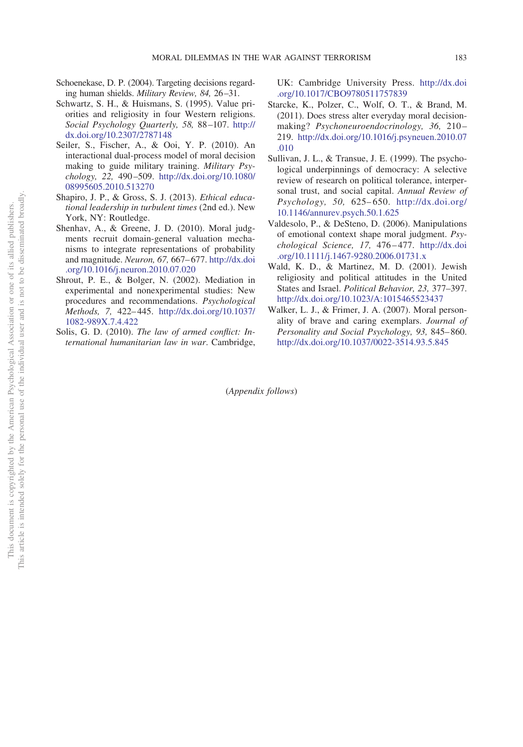Schoenekase, D. P. (2004). Targeting decisions regarding human shields. *Military Review, 84,* 26–31.

Schwartz, S. H., & Huismans, S. (1995). Value priorities and religiosity in four Western religions. *Social Psychology Quarterly, 58,* 88–107. http://dx.doi.org/10.2307/2787148

Seiler, S., Fischer, A., & Ooi, Y. P. (2010). An interactional dual-process model of moral decision making to guide military training. *Military Psychology, 22,* 490–509. http://dx.doi.org/10.1080/08995605.2010.513270

Shapiro, J. P., & Gross, S. J. (2013). *Ethical educational leadership in turbulent times* (2nd ed.). New York, NY: Routledge.

Shenhav, A., & Greene, J. D. (2010). Moral judgments recruit domain-general valuation mechanisms to integrate representations of probability and magnitude. *Neuron, 67,* 667–677. http://dx.doi.org/10.1016/j.neuron.2010.07.020

Shrout, P. E., & Bolger, N. (2002). Mediation in experimental and nonexperimental studies: New procedures and recommendations. *Psychological Methods, 7,* 422–445. http://dx.doi.org/10.1037/1082-989X.7.4.422

Solis, G. D. (2010). *The law of armed conflict: International humanitarian law in war*. Cambridge, UK: Cambridge University Press. http://dx.doi.org/10.1017/CBO9780511757839

Starcke, K., Polzer, C., Wolf, O. T., & Brand, M. (2011). Does stress alter everyday moral decision-making? *Psychoneuroendocrinology, 36,* 210–219. http://dx.doi.org/10.1016/j.psyneuen.2010.07.010

Sullivan, J. L., & Transue, J. E. (1999). The psychological underpinnings of democracy: A selective review of research on political tolerance, interpersonal trust, and social capital. *Annual Review of Psychology, 50,* 625–650. http://dx.doi.org/10.1146/annurev.psych.50.1.625

Valdesolo, P., & DeSteno, D. (2006). Manipulations of emotional context shape moral judgment. *Psychological Science, 17,* 476–477. http://dx.doi.org/10.1111/j.1467-9280.2006.01731.x

Wald, K. D., & Martinez, M. D. (2001). Jewish religiosity and political attitudes in the United States and Israel. *Political Behavior, 23,* 377–397. http://dx.doi.org/10.1023/A:1015465523437

Walker, L. J., & Frimer, J. A. (2007). Moral personality of brave and caring exemplars. *Journal of Personality and Social Psychology, 93,* 845–860. http://dx.doi.org/10.1037/0022-3514.93.5.845

(*Appendix follows*)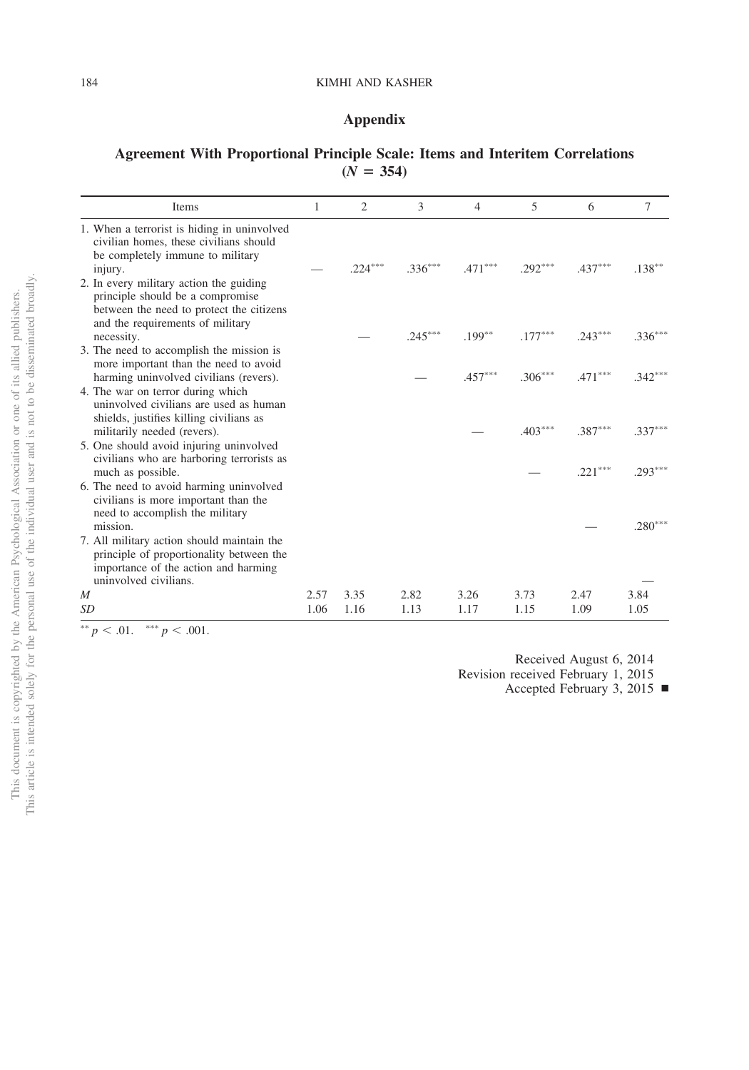# Appendix

## Agreement With Proportional Principle Scale: Items and Interitem Correlations ($N = 354$)

| Items | 1 | 2 | 3 | 4 | 5 | 6 | 7 |
|---|---|---|---|---|---|---|---|
| 1. When a terrorist is hiding in uninvolved civilian homes, these civilians should be completely immune to military injury. | — | $.224^{***}$ | $.336^{***}$ | $.471^{***}$ | $.292^{***}$ | $.437^{***}$ | $.138^{**}$ |
| 2. In every military action the guiding principle should be a compromise between the need to protect the citizens and the requirements of military necessity. | | — | $.245^{***}$ | $.199^{**}$ | $.177^{***}$ | $.243^{***}$ | $.336^{***}$ |
| 3. The need to accomplish the mission is more important than the need to avoid harming uninvolved civilians (revers). | | | — | $.457^{***}$ | $.306^{***}$ | $.471^{***}$ | $.342^{***}$ |
| 4. The war on terror during which uninvolved civilians are used as human shields, justifies killing civilians as militarily needed (revers). | | | | — | $.403^{***}$ | $.387^{***}$ | $.337^{***}$ |
| 5. One should avoid injuring uninvolved civilians who are harboring terrorists as much as possible. | | | | | — | $.221^{***}$ | $.293^{***}$ |
| 6. The need to avoid harming uninvolved civilians is more important than the need to accomplish the military mission. | | | | | | — | $.280^{***}$ |
| 7. All military action should maintain the principle of proportionality between the importance of the action and harming uninvolved civilians. | | | | | | | — |
| *M* | 2.57 | 3.35 | 2.82 | 3.26 | 3.73 | 2.47 | 3.84 |
| *SD* | 1.06 | 1.16 | 1.13 | 1.17 | 1.15 | 1.09 | 1.05 |

$^{**} p < .01$. $^{***} p < .001$.

Received August 6, 2014
Revision received February 1, 2015
Accepted February 3, 2015 ■